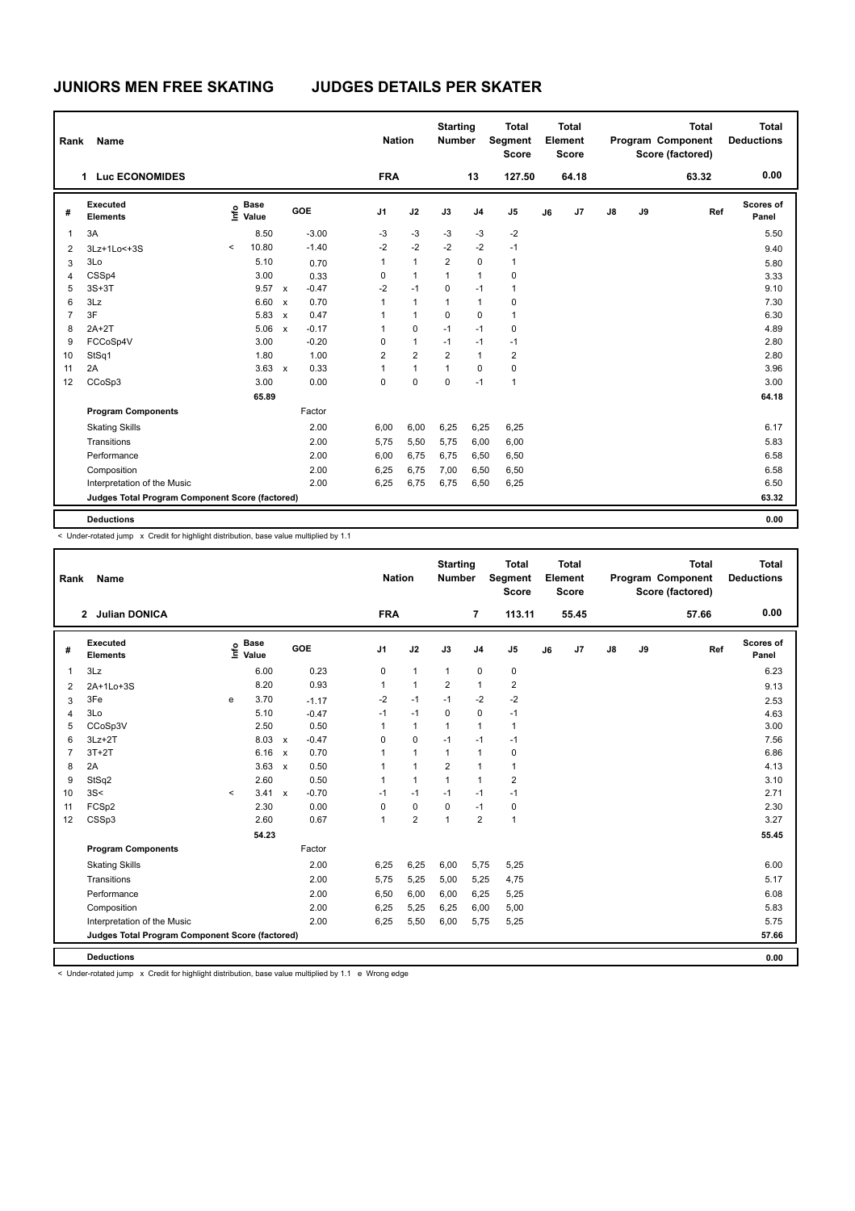# JUNIORS MEN FREE SKATING JUDGES DETAILS PER SKATER

| Rank | Name | Nation | Starting Number | Total Segment Score | Total Element Score | Total Program Component Score (factored) | Total Deductions |
|---|---|---|---|---|---|---|---|
| 1 | Luc ECONOMIDES | FRA | 13 | 127.50 | 64.18 | 63.32 | 0.00 |

| # | Executed Elements | Info | Base Value | | GOE | J1 | J2 | J3 | J4 | J5 | J6 | J7 | J8 | J9 | Ref | Scores of Panel |
|---|---|---|---|---|---|---|---|---|---|---|---|---|---|---|---|---|
| 1 | 3A | | 8.50 | | -3.00 | -3 | -3 | -3 | -3 | -2 | | | | | | 5.50 |
| 2 | 3Lz+1Lo<+3S | < | 10.80 | | -1.40 | -2 | -2 | -2 | -2 | -1 | | | | | | 9.40 |
| 3 | 3Lo | | 5.10 | | 0.70 | 1 | 1 | 2 | 0 | 1 | | | | | | 5.80 |
| 4 | CSSp4 | | 3.00 | | 0.33 | 0 | 1 | 1 | 1 | 0 | | | | | | 3.33 |
| 5 | 3S+3T | | 9.57 | x | -0.47 | -2 | -1 | 0 | -1 | 1 | | | | | | 9.10 |
| 6 | 3Lz | | 6.60 | x | 0.70 | 1 | 1 | 1 | 1 | 0 | | | | | | 7.30 |
| 7 | 3F | | 5.83 | x | 0.47 | 1 | 1 | 0 | 0 | 1 | | | | | | 6.30 |
| 8 | 2A+2T | | 5.06 | x | -0.17 | 1 | 0 | -1 | -1 | 0 | | | | | | 4.89 |
| 9 | FCCoSp4V | | 3.00 | | -0.20 | 0 | 1 | -1 | -1 | -1 | | | | | | 2.80 |
| 10 | StSq1 | | 1.80 | | 1.00 | 2 | 2 | 2 | 1 | 2 | | | | | | 2.80 |
| 11 | 2A | | 3.63 | x | 0.33 | 1 | 1 | 1 | 0 | 0 | | | | | | 3.96 |
| 12 | CCoSp3 | | 3.00 | | 0.00 | 0 | 0 | 0 | -1 | 1 | | | | | | 3.00 |
| | | | 65.89 | | | | | | | | | | | | | 64.18 |
| | **Program Components** | | | | Factor | | | | | | | | | | | |
| | Skating Skills | | | | 2.00 | 6,00 | 6,00 | 6,25 | 6,25 | 6,25 | | | | | | 6.17 |
| | Transitions | | | | 2.00 | 5,75 | 5,50 | 5,75 | 6,00 | 6,00 | | | | | | 5.83 |
| | Performance | | | | 2.00 | 6,00 | 6,75 | 6,75 | 6,50 | 6,50 | | | | | | 6.58 |
| | Composition | | | | 2.00 | 6,25 | 6,75 | 7,00 | 6,50 | 6,50 | | | | | | 6.58 |
| | Interpretation of the Music | | | | 2.00 | 6,25 | 6,75 | 6,75 | 6,50 | 6,25 | | | | | | 6.50 |
| | **Judges Total Program Component Score (factored)** | | | | | | | | | | | | | | | 63.32 |
| | **Deductions** | | | | | | | | | | | | | | | 0.00 |

< Under-rotated jump x Credit for highlight distribution, base value multiplied by 1.1

| Rank | Name | Nation | Starting Number | Total Segment Score | Total Element Score | Total Program Component Score (factored) | Total Deductions |
|---|---|---|---|---|---|---|---|
| 2 | Julian DONICA | FRA | 7 | 113.11 | 55.45 | 57.66 | 0.00 |

| # | Executed Elements | Info | Base Value | | GOE | J1 | J2 | J3 | J4 | J5 | J6 | J7 | J8 | J9 | Ref | Scores of Panel |
|---|---|---|---|---|---|---|---|---|---|---|---|---|---|---|---|---|
| 1 | 3Lz | | 6.00 | | 0.23 | 0 | 1 | 1 | 0 | 0 | | | | | | 6.23 |
| 2 | 2A+1Lo+3S | | 8.20 | | 0.93 | 1 | 1 | 2 | 1 | 2 | | | | | | 9.13 |
| 3 | 3Fe | e | 3.70 | | -1.17 | -2 | -1 | -1 | -2 | -2 | | | | | | 2.53 |
| 4 | 3Lo | | 5.10 | | -0.47 | -1 | -1 | 0 | 0 | -1 | | | | | | 4.63 |
| 5 | CCoSp3V | | 2.50 | | 0.50 | 1 | 1 | 1 | 1 | 1 | | | | | | 3.00 |
| 6 | 3Lz+2T | | 8.03 | x | -0.47 | 0 | 0 | -1 | -1 | -1 | | | | | | 7.56 |
| 7 | 3T+2T | | 6.16 | x | 0.70 | 1 | 1 | 1 | 1 | 0 | | | | | | 6.86 |
| 8 | 2A | | 3.63 | x | 0.50 | 1 | 1 | 2 | 1 | 1 | | | | | | 4.13 |
| 9 | StSq2 | | 2.60 | | 0.50 | 1 | 1 | 1 | 1 | 2 | | | | | | 3.10 |
| 10 | 3S< | < | 3.41 | x | -0.70 | -1 | -1 | -1 | -1 | -1 | | | | | | 2.71 |
| 11 | FCSp2 | | 2.30 | | 0.00 | 0 | 0 | 0 | -1 | 0 | | | | | | 2.30 |
| 12 | CSSp3 | | 2.60 | | 0.67 | 1 | 2 | 1 | 2 | 1 | | | | | | 3.27 |
| | | | 54.23 | | | | | | | | | | | | | 55.45 |
| | **Program Components** | | | | Factor | | | | | | | | | | | |
| | Skating Skills | | | | 2.00 | 6,25 | 6,25 | 6,00 | 5,75 | 5,25 | | | | | | 6.00 |
| | Transitions | | | | 2.00 | 5,75 | 5,25 | 5,00 | 5,25 | 4,75 | | | | | | 5.17 |
| | Performance | | | | 2.00 | 6,50 | 6,00 | 6,00 | 6,25 | 5,25 | | | | | | 6.08 |
| | Composition | | | | 2.00 | 6,25 | 5,25 | 6,25 | 6,00 | 5,00 | | | | | | 5.83 |
| | Interpretation of the Music | | | | 2.00 | 6,25 | 5,50 | 6,00 | 5,75 | 5,25 | | | | | | 5.75 |
| | **Judges Total Program Component Score (factored)** | | | | | | | | | | | | | | | 57.66 |
| | **Deductions** | | | | | | | | | | | | | | | 0.00 |

< Under-rotated jump x Credit for highlight distribution, base value multiplied by 1.1 e Wrong edge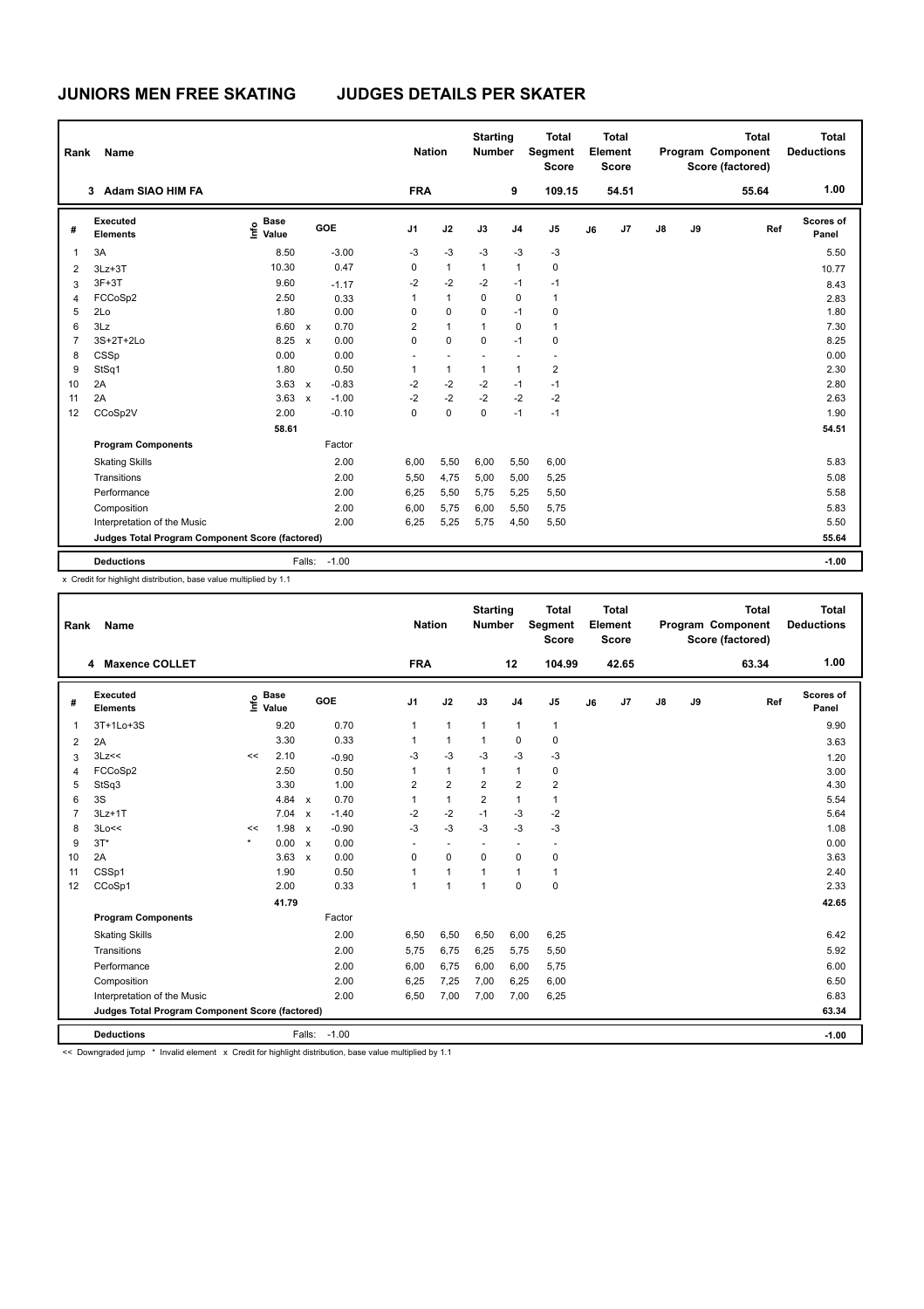# JUNIORS MEN FREE SKATING JUDGES DETAILS PER SKATER

| Rank | Name | Nation | Starting Number | Total Segment Score | Total Element Score | Total Program Component Score (factored) | Total Deductions |
|---|---|---|---|---|---|---|---|
| 3 | Adam SIAO HIM FA | FRA | 9 | 109.15 | 54.51 | 55.64 | 1.00 |

| # | Executed Elements | Info | Base Value | | GOE | J1 | J2 | J3 | J4 | J5 | J6 | J7 | J8 | J9 | Ref | Scores of Panel |
|---|---|---|---|---|---|---|---|---|---|---|---|---|---|---|---|---|
| 1 | 3A | | 8.50 | | -3.00 | -3 | -3 | -3 | -3 | -3 | | | | | | 5.50 |
| 2 | 3Lz+3T | | 10.30 | | 0.47 | 0 | 1 | 1 | 1 | 0 | | | | | | 10.77 |
| 3 | 3F+3T | | 9.60 | | -1.17 | -2 | -2 | -2 | -1 | -1 | | | | | | 8.43 |
| 4 | FCCoSp2 | | 2.50 | | 0.33 | 1 | 1 | 0 | 0 | 1 | | | | | | 2.83 |
| 5 | 2Lo | | 1.80 | | 0.00 | 0 | 0 | 0 | -1 | 0 | | | | | | 1.80 |
| 6 | 3Lz | | 6.60 | x | 0.70 | 2 | 1 | 1 | 0 | 1 | | | | | | 7.30 |
| 7 | 3S+2T+2Lo | | 8.25 | x | 0.00 | 0 | 0 | 0 | -1 | 0 | | | | | | 8.25 |
| 8 | CSSp | | 0.00 | | 0.00 | - | - | - | - | - | | | | | | 0.00 |
| 9 | StSq1 | | 1.80 | | 0.50 | 1 | 1 | 1 | 1 | 2 | | | | | | 2.30 |
| 10 | 2A | | 3.63 | x | -0.83 | -2 | -2 | -2 | -1 | -1 | | | | | | 2.80 |
| 11 | 2A | | 3.63 | x | -1.00 | -2 | -2 | -2 | -2 | -2 | | | | | | 2.63 |
| 12 | CCoSp2V | | 2.00 | | -0.10 | 0 | 0 | 0 | -1 | -1 | | | | | | 1.90 |
| | | | 58.61 | | | | | | | | | | | | | 54.51 |
| | **Program Components** | | | | Factor | | | | | | | | | | | |
| | Skating Skills | | | | 2.00 | 6,00 | 5,50 | 6,00 | 5,50 | 6,00 | | | | | | 5.83 |
| | Transitions | | | | 2.00 | 5,50 | 4,75 | 5,00 | 5,00 | 5,25 | | | | | | 5.08 |
| | Performance | | | | 2.00 | 6,25 | 5,50 | 5,75 | 5,25 | 5,50 | | | | | | 5.58 |
| | Composition | | | | 2.00 | 6,00 | 5,75 | 6,00 | 5,50 | 5,75 | | | | | | 5.83 |
| | Interpretation of the Music | | | | 2.00 | 6,25 | 5,25 | 5,75 | 4,50 | 5,50 | | | | | | 5.50 |
| | **Judges Total Program Component Score (factored)** | | | | | | | | | | | | | | | 55.64 |
| | **Deductions** | | | Falls: | -1.00 | | | | | | | | | | | -1.00 |

x Credit for highlight distribution, base value multiplied by 1.1

| Rank | Name | Nation | Starting Number | Total Segment Score | Total Element Score | Total Program Component Score (factored) | Total Deductions |
|---|---|---|---|---|---|---|---|
| 4 | Maxence COLLET | FRA | 12 | 104.99 | 42.65 | 63.34 | 1.00 |

| # | Executed Elements | Info | Base Value | | GOE | J1 | J2 | J3 | J4 | J5 | J6 | J7 | J8 | J9 | Ref | Scores of Panel |
|---|---|---|---|---|---|---|---|---|---|---|---|---|---|---|---|---|
| 1 | 3T+1Lo+3S | | 9.20 | | 0.70 | 1 | 1 | 1 | 1 | 1 | | | | | | 9.90 |
| 2 | 2A | | 3.30 | | 0.33 | 1 | 1 | 1 | 0 | 0 | | | | | | 3.63 |
| 3 | 3Lz<< | << | 2.10 | | -0.90 | -3 | -3 | -3 | -3 | -3 | | | | | | 1.20 |
| 4 | FCCoSp2 | | 2.50 | | 0.50 | 1 | 1 | 1 | 1 | 0 | | | | | | 3.00 |
| 5 | StSq3 | | 3.30 | | 1.00 | 2 | 2 | 2 | 2 | 2 | | | | | | 4.30 |
| 6 | 3S | | 4.84 | x | 0.70 | 1 | 1 | 2 | 1 | 1 | | | | | | 5.54 |
| 7 | 3Lz+1T | | 7.04 | x | -1.40 | -2 | -2 | -1 | -3 | -2 | | | | | | 5.64 |
| 8 | 3Lo<< | << | 1.98 | x | -0.90 | -3 | -3 | -3 | -3 | -3 | | | | | | 1.08 |
| 9 | 3T* | * | 0.00 | x | 0.00 | - | - | - | - | - | | | | | | 0.00 |
| 10 | 2A | | 3.63 | x | 0.00 | 0 | 0 | 0 | 0 | 0 | | | | | | 3.63 |
| 11 | CSSp1 | | 1.90 | | 0.50 | 1 | 1 | 1 | 1 | 1 | | | | | | 2.40 |
| 12 | CCoSp1 | | 2.00 | | 0.33 | 1 | 1 | 1 | 0 | 0 | | | | | | 2.33 |
| | | | 41.79 | | | | | | | | | | | | | 42.65 |
| | **Program Components** | | | | Factor | | | | | | | | | | | |
| | Skating Skills | | | | 2.00 | 6,50 | 6,50 | 6,50 | 6,00 | 6,25 | | | | | | 6.42 |
| | Transitions | | | | 2.00 | 5,75 | 6,75 | 6,25 | 5,75 | 5,50 | | | | | | 5.92 |
| | Performance | | | | 2.00 | 6,00 | 6,75 | 6,00 | 6,00 | 5,75 | | | | | | 6.00 |
| | Composition | | | | 2.00 | 6,25 | 7,25 | 7,00 | 6,25 | 6,00 | | | | | | 6.50 |
| | Interpretation of the Music | | | | 2.00 | 6,50 | 7,00 | 7,00 | 7,00 | 6,25 | | | | | | 6.83 |
| | **Judges Total Program Component Score (factored)** | | | | | | | | | | | | | | | 63.34 |
| | **Deductions** | | | Falls: | -1.00 | | | | | | | | | | | -1.00 |

<< Downgraded jump * Invalid element x Credit for highlight distribution, base value multiplied by 1.1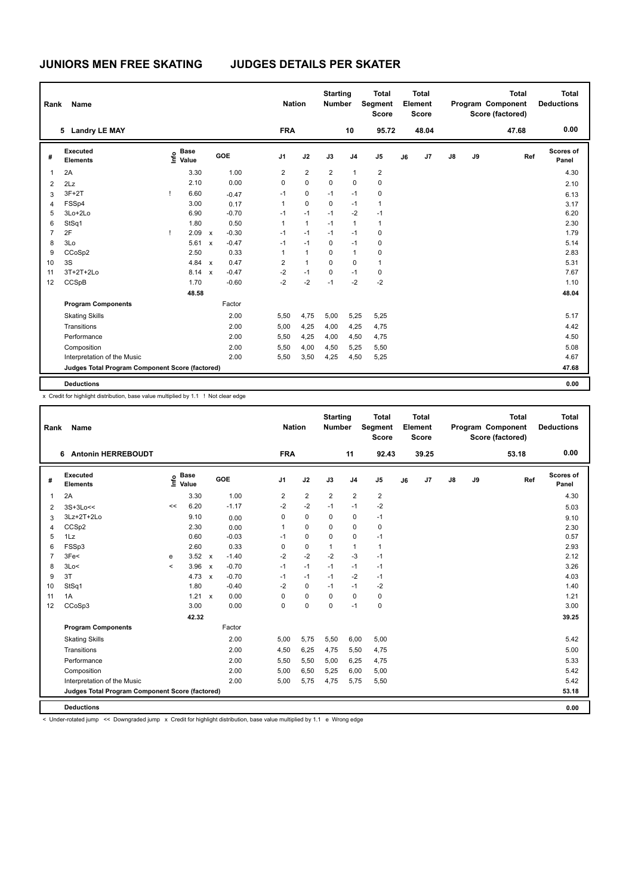# JUNIORS MEN FREE SKATING JUDGES DETAILS PER SKATER

| Rank | Name | Nation | Starting Number | Total Segment Score | Total Element Score | Total Program Component Score (factored) | Total Deductions |
|---|---|---|---|---|---|---|---|
| 5 | Landry LE MAY | FRA | 10 | 95.72 | 48.04 | 47.68 | 0.00 |

| # | Executed Elements | Info | Base Value | | GOE | J1 | J2 | J3 | J4 | J5 | J6 | J7 | J8 | J9 | Ref | Scores of Panel |
|---|---|---|---|---|---|---|---|---|---|---|---|---|---|---|---|---|
| 1 | 2A | | 3.30 | | 1.00 | 2 | 2 | 2 | 1 | 2 | | | | | | 4.30 |
| 2 | 2Lz | | 2.10 | | 0.00 | 0 | 0 | 0 | 0 | 0 | | | | | | 2.10 |
| 3 | 3F+2T | ! | 6.60 | | -0.47 | -1 | 0 | -1 | -1 | 0 | | | | | | 6.13 |
| 4 | FSSp4 | | 3.00 | | 0.17 | 1 | 0 | 0 | -1 | 1 | | | | | | 3.17 |
| 5 | 3Lo+2Lo | | 6.90 | | -0.70 | -1 | -1 | -1 | -2 | -1 | | | | | | 6.20 |
| 6 | StSq1 | | 1.80 | | 0.50 | 1 | 1 | -1 | 1 | 1 | | | | | | 2.30 |
| 7 | 2F | ! | 2.09 | x | -0.30 | -1 | -1 | -1 | -1 | 0 | | | | | | 1.79 |
| 8 | 3Lo | | 5.61 | x | -0.47 | -1 | -1 | 0 | -1 | 0 | | | | | | 5.14 |
| 9 | CCoSp2 | | 2.50 | | 0.33 | 1 | 1 | 0 | 1 | 0 | | | | | | 2.83 |
| 10 | 3S | | 4.84 | x | 0.47 | 2 | 1 | 0 | 0 | 1 | | | | | | 5.31 |
| 11 | 3T+2T+2Lo | | 8.14 | x | -0.47 | -2 | -1 | 0 | -1 | 0 | | | | | | 7.67 |
| 12 | CCSpB | | 1.70 | | -0.60 | -2 | -2 | -1 | -2 | -2 | | | | | | 1.10 |
| | | | 48.58 | | | | | | | | | | | | | 48.04 |
| | **Program Components** | | | | Factor | | | | | | | | | | | |
| | Skating Skills | | | | 2.00 | 5,50 | 4,75 | 5,00 | 5,25 | 5,25 | | | | | | 5.17 |
| | Transitions | | | | 2.00 | 5,00 | 4,25 | 4,00 | 4,25 | 4,75 | | | | | | 4.42 |
| | Performance | | | | 2.00 | 5,50 | 4,25 | 4,00 | 4,50 | 4,75 | | | | | | 4.50 |
| | Composition | | | | 2.00 | 5,50 | 4,00 | 4,50 | 5,25 | 5,50 | | | | | | 5.08 |
| | Interpretation of the Music | | | | 2.00 | 5,50 | 3,50 | 4,25 | 4,50 | 5,25 | | | | | | 4.67 |
| | **Judges Total Program Component Score (factored)** | | | | | | | | | | | | | | | 47.68 |
| | **Deductions** | | | | | | | | | | | | | | | 0.00 |

x Credit for highlight distribution, base value multiplied by 1.1 ! Not clear edge

| Rank | Name | Nation | Starting Number | Total Segment Score | Total Element Score | Total Program Component Score (factored) | Total Deductions |
|---|---|---|---|---|---|---|---|
| 6 | Antonin HERREBOUDT | FRA | 11 | 92.43 | 39.25 | 53.18 | 0.00 |

| # | Executed Elements | Info | Base Value | | GOE | J1 | J2 | J3 | J4 | J5 | J6 | J7 | J8 | J9 | Ref | Scores of Panel |
|---|---|---|---|---|---|---|---|---|---|---|---|---|---|---|---|---|
| 1 | 2A | | 3.30 | | 1.00 | 2 | 2 | 2 | 2 | 2 | | | | | | 4.30 |
| 2 | 3S+3Lo<< | << | 6.20 | | -1.17 | -2 | -2 | -1 | -1 | -2 | | | | | | 5.03 |
| 3 | 3Lz+2T+2Lo | | 9.10 | | 0.00 | 0 | 0 | 0 | 0 | -1 | | | | | | 9.10 |
| 4 | CCSp2 | | 2.30 | | 0.00 | 1 | 0 | 0 | 0 | 0 | | | | | | 2.30 |
| 5 | 1Lz | | 0.60 | | -0.03 | -1 | 0 | 0 | 0 | -1 | | | | | | 0.57 |
| 6 | FSSp3 | | 2.60 | | 0.33 | 0 | 0 | 1 | 1 | 1 | | | | | | 2.93 |
| 7 | 3Fe< | e | 3.52 | x | -1.40 | -2 | -2 | -2 | -3 | -1 | | | | | | 2.12 |
| 8 | 3Lo< | < | 3.96 | x | -0.70 | -1 | -1 | -1 | -1 | -1 | | | | | | 3.26 |
| 9 | 3T | | 4.73 | x | -0.70 | -1 | -1 | -1 | -2 | -1 | | | | | | 4.03 |
| 10 | StSq1 | | 1.80 | | -0.40 | -2 | 0 | -1 | -1 | -2 | | | | | | 1.40 |
| 11 | 1A | | 1.21 | x | 0.00 | 0 | 0 | 0 | 0 | 0 | | | | | | 1.21 |
| 12 | CCoSp3 | | 3.00 | | 0.00 | 0 | 0 | 0 | -1 | 0 | | | | | | 3.00 |
| | | | 42.32 | | | | | | | | | | | | | 39.25 |
| | **Program Components** | | | | Factor | | | | | | | | | | | |
| | Skating Skills | | | | 2.00 | 5,00 | 5,75 | 5,50 | 6,00 | 5,00 | | | | | | 5.42 |
| | Transitions | | | | 2.00 | 4,50 | 6,25 | 4,75 | 5,50 | 4,75 | | | | | | 5.00 |
| | Performance | | | | 2.00 | 5,50 | 5,50 | 5,00 | 6,25 | 4,75 | | | | | | 5.33 |
| | Composition | | | | 2.00 | 5,00 | 6,50 | 5,25 | 6,00 | 5,00 | | | | | | 5.42 |
| | Interpretation of the Music | | | | 2.00 | 5,00 | 5,75 | 4,75 | 5,75 | 5,50 | | | | | | 5.42 |
| | **Judges Total Program Component Score (factored)** | | | | | | | | | | | | | | | 53.18 |
| | **Deductions** | | | | | | | | | | | | | | | 0.00 |

< Under-rotated jump << Downgraded jump x Credit for highlight distribution, base value multiplied by 1.1 e Wrong edge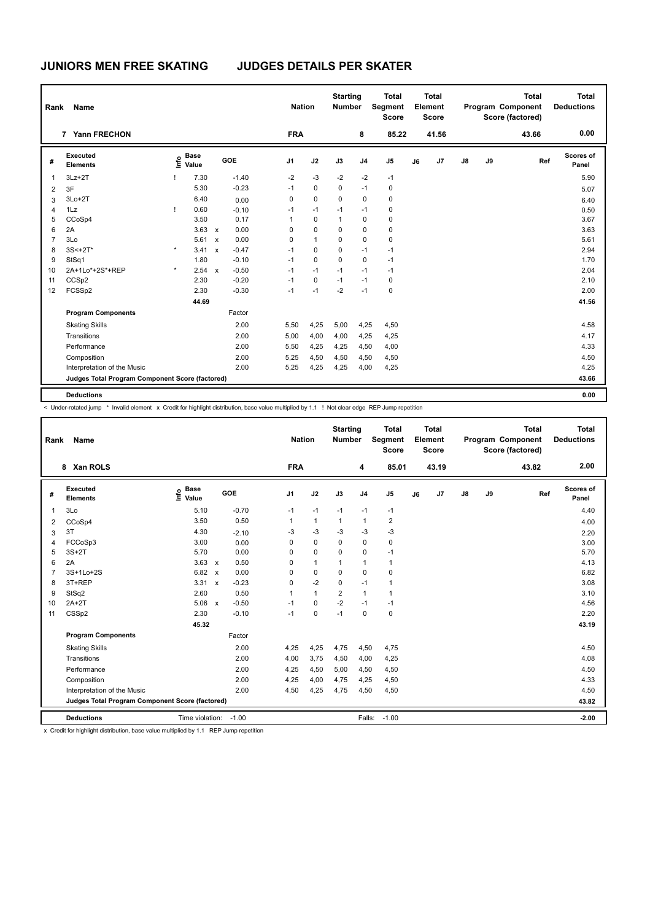# JUNIORS MEN FREE SKATING JUDGES DETAILS PER SKATER

| Rank | Name | Nation | Starting Number | Total Segment Score | Total Element Score | Total Program Component Score (factored) | Total Deductions |
|---|---|---|---|---|---|---|---|
| 7 | Yann FRECHON | FRA | 8 | 85.22 | 41.56 | 43.66 | 0.00 |

| # | Executed Elements | Info | Base Value | | GOE | J1 | J2 | J3 | J4 | J5 | J6 | J7 | J8 | J9 | Ref | Scores of Panel |
|---|---|---|---|---|---|---|---|---|---|---|---|---|---|---|---|---|
| 1 | 3Lz+2T | ! | 7.30 | | -1.40 | -2 | -3 | -2 | -2 | -1 | | | | | | 5.90 |
| 2 | 3F | | 5.30 | | -0.23 | -1 | 0 | 0 | -1 | 0 | | | | | | 5.07 |
| 3 | 3Lo+2T | | 6.40 | | 0.00 | 0 | 0 | 0 | 0 | 0 | | | | | | 6.40 |
| 4 | 1Lz | ! | 0.60 | | -0.10 | -1 | -1 | -1 | -1 | 0 | | | | | | 0.50 |
| 5 | CCoSp4 | | 3.50 | | 0.17 | 1 | 0 | 1 | 0 | 0 | | | | | | 3.67 |
| 6 | 2A | | 3.63 | x | 0.00 | 0 | 0 | 0 | 0 | 0 | | | | | | 3.63 |
| 7 | 3Lo | | 5.61 | x | 0.00 | 0 | 1 | 0 | 0 | 0 | | | | | | 5.61 |
| 8 | 3S<+2T* | * | 3.41 | x | -0.47 | -1 | 0 | 0 | -1 | -1 | | | | | | 2.94 |
| 9 | StSq1 | | 1.80 | | -0.10 | -1 | 0 | 0 | 0 | -1 | | | | | | 1.70 |
| 10 | 2A+1Lo*+2S*+REP | * | 2.54 | x | -0.50 | -1 | -1 | -1 | -1 | -1 | | | | | | 2.04 |
| 11 | CCSp2 | | 2.30 | | -0.20 | -1 | 0 | -1 | -1 | 0 | | | | | | 2.10 |
| 12 | FCSSp2 | | 2.30 | | -0.30 | -1 | -1 | -2 | -1 | 0 | | | | | | 2.00 |
| | | | 44.69 | | | | | | | | | | | | | 41.56 |
| | **Program Components** | | | | Factor | | | | | | | | | | | |
| | Skating Skills | | | | 2.00 | 5,50 | 4,25 | 5,00 | 4,25 | 4,50 | | | | | | 4.58 |
| | Transitions | | | | 2.00 | 5,00 | 4,00 | 4,00 | 4,25 | 4,25 | | | | | | 4.17 |
| | Performance | | | | 2.00 | 5,50 | 4,25 | 4,25 | 4,50 | 4,00 | | | | | | 4.33 |
| | Composition | | | | 2.00 | 5,25 | 4,50 | 4,50 | 4,50 | 4,50 | | | | | | 4.50 |
| | Interpretation of the Music | | | | 2.00 | 5,25 | 4,25 | 4,25 | 4,00 | 4,25 | | | | | | 4.25 |
| | **Judges Total Program Component Score (factored)** | | | | | | | | | | | | | | | 43.66 |
| | **Deductions** | | | | | | | | | | | | | | | 0.00 |

< Under-rotated jump * Invalid element x Credit for highlight distribution, base value multiplied by 1.1 ! Not clear edge REP Jump repetition

| Rank | Name | Nation | Starting Number | Total Segment Score | Total Element Score | Total Program Component Score (factored) | Total Deductions |
|---|---|---|---|---|---|---|---|
| 8 | Xan ROLS | FRA | 4 | 85.01 | 43.19 | 43.82 | 2.00 |

| # | Executed Elements | Info | Base Value | | GOE | J1 | J2 | J3 | J4 | J5 | J6 | J7 | J8 | J9 | Ref | Scores of Panel |
|---|---|---|---|---|---|---|---|---|---|---|---|---|---|---|---|---|
| 1 | 3Lo | | 5.10 | | -0.70 | -1 | -1 | -1 | -1 | -1 | | | | | | 4.40 |
| 2 | CCoSp4 | | 3.50 | | 0.50 | 1 | 1 | 1 | 1 | 2 | | | | | | 4.00 |
| 3 | 3T | | 4.30 | | -2.10 | -3 | -3 | -3 | -3 | -3 | | | | | | 2.20 |
| 4 | FCCoSp3 | | 3.00 | | 0.00 | 0 | 0 | 0 | 0 | 0 | | | | | | 3.00 |
| 5 | 3S+2T | | 5.70 | | 0.00 | 0 | 0 | 0 | 0 | -1 | | | | | | 5.70 |
| 6 | 2A | | 3.63 | x | 0.50 | 0 | 1 | 1 | 1 | 1 | | | | | | 4.13 |
| 7 | 3S+1Lo+2S | | 6.82 | x | 0.00 | 0 | 0 | 0 | 0 | 0 | | | | | | 6.82 |
| 8 | 3T+REP | | 3.31 | x | -0.23 | 0 | -2 | 0 | -1 | 1 | | | | | | 3.08 |
| 9 | StSq2 | | 2.60 | | 0.50 | 1 | 1 | 2 | 1 | 1 | | | | | | 3.10 |
| 10 | 2A+2T | | 5.06 | x | -0.50 | -1 | 0 | -2 | -1 | -1 | | | | | | 4.56 |
| 11 | CSSp2 | | 2.30 | | -0.10 | -1 | 0 | -1 | 0 | 0 | | | | | | 2.20 |
| | | | 45.32 | | | | | | | | | | | | | 43.19 |
| | **Program Components** | | | | Factor | | | | | | | | | | | |
| | Skating Skills | | | | 2.00 | 4,25 | 4,25 | 4,75 | 4,50 | 4,75 | | | | | | 4.50 |
| | Transitions | | | | 2.00 | 4,00 | 3,75 | 4,50 | 4,00 | 4,25 | | | | | | 4.08 |
| | Performance | | | | 2.00 | 4,25 | 4,50 | 5,00 | 4,50 | 4,50 | | | | | | 4.50 |
| | Composition | | | | 2.00 | 4,25 | 4,00 | 4,75 | 4,25 | 4,50 | | | | | | 4.33 |
| | Interpretation of the Music | | | | 2.00 | 4,50 | 4,25 | 4,75 | 4,50 | 4,50 | | | | | | 4.50 |
| | **Judges Total Program Component Score (factored)** | | | | | | | | | | | | | | | 43.82 |
| | **Deductions** | Time violation: | -1.00 | | | | | | Falls: | -1.00 | | | | | | -2.00 |

x Credit for highlight distribution, base value multiplied by 1.1 REP Jump repetition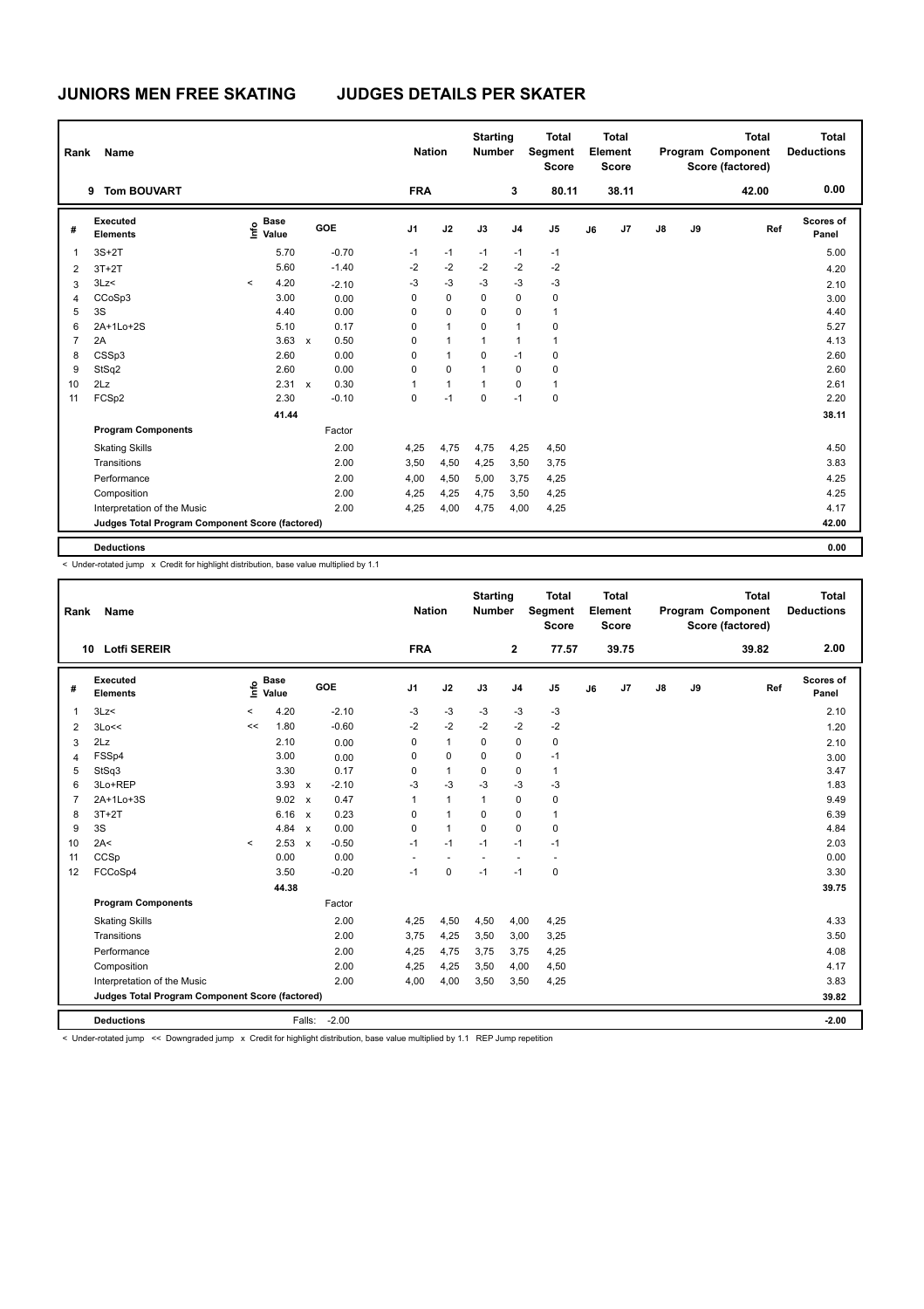# JUNIORS MEN FREE SKATING JUDGES DETAILS PER SKATER

| Rank | Name | Nation | Starting Number | Total Segment Score | Total Element Score | Total Program Component Score (factored) | Total Deductions |
|---|---|---|---|---|---|---|---|
| 9 | Tom BOUVART | FRA | 3 | 80.11 | 38.11 | 42.00 | 0.00 |

| # | Executed Elements | Info | Base Value | | GOE | J1 | J2 | J3 | J4 | J5 | J6 | J7 | J8 | J9 | Ref | Scores of Panel |
|---|---|---|---|---|---|---|---|---|---|---|---|---|---|---|---|---|
| 1 | 3S+2T | | 5.70 | | -0.70 | -1 | -1 | -1 | -1 | -1 | | | | | | 5.00 |
| 2 | 3T+2T | | 5.60 | | -1.40 | -2 | -2 | -2 | -2 | -2 | | | | | | 4.20 |
| 3 | 3Lz< | < | 4.20 | | -2.10 | -3 | -3 | -3 | -3 | -3 | | | | | | 2.10 |
| 4 | CCoSp3 | | 3.00 | | 0.00 | 0 | 0 | 0 | 0 | 0 | | | | | | 3.00 |
| 5 | 3S | | 4.40 | | 0.00 | 0 | 0 | 0 | 0 | 1 | | | | | | 4.40 |
| 6 | 2A+1Lo+2S | | 5.10 | | 0.17 | 0 | 1 | 0 | 1 | 0 | | | | | | 5.27 |
| 7 | 2A | | 3.63 | x | 0.50 | 0 | 1 | 1 | 1 | 1 | | | | | | 4.13 |
| 8 | CSSp3 | | 2.60 | | 0.00 | 0 | 1 | 0 | -1 | 0 | | | | | | 2.60 |
| 9 | StSq2 | | 2.60 | | 0.00 | 0 | 0 | 1 | 0 | 0 | | | | | | 2.60 |
| 10 | 2Lz | | 2.31 | x | 0.30 | 1 | 1 | 1 | 0 | 1 | | | | | | 2.61 |
| 11 | FCSp2 | | 2.30 | | -0.10 | 0 | -1 | 0 | -1 | 0 | | | | | | 2.20 |
| | | | 41.44 | | | | | | | | | | | | | 38.11 |
| | **Program Components** | | | | Factor | | | | | | | | | | | |
| | Skating Skills | | | | 2.00 | 4,25 | 4,75 | 4,75 | 4,25 | 4,50 | | | | | | 4.50 |
| | Transitions | | | | 2.00 | 3,50 | 4,50 | 4,25 | 3,50 | 3,75 | | | | | | 3.83 |
| | Performance | | | | 2.00 | 4,00 | 4,50 | 5,00 | 3,75 | 4,25 | | | | | | 4.25 |
| | Composition | | | | 2.00 | 4,25 | 4,25 | 4,75 | 3,50 | 4,25 | | | | | | 4.25 |
| | Interpretation of the Music | | | | 2.00 | 4,25 | 4,00 | 4,75 | 4,00 | 4,25 | | | | | | 4.17 |
| | **Judges Total Program Component Score (factored)** | | | | | | | | | | | | | | | 42.00 |
| | **Deductions** | | | | | | | | | | | | | | | 0.00 |

< Under-rotated jump x Credit for highlight distribution, base value multiplied by 1.1

| Rank | Name | Nation | Starting Number | Total Segment Score | Total Element Score | Total Program Component Score (factored) | Total Deductions |
|---|---|---|---|---|---|---|---|
| 10 | Lotfi SEREIR | FRA | 2 | 77.57 | 39.75 | 39.82 | 2.00 |

| # | Executed Elements | Info | Base Value | | GOE | J1 | J2 | J3 | J4 | J5 | J6 | J7 | J8 | J9 | Ref | Scores of Panel |
|---|---|---|---|---|---|---|---|---|---|---|---|---|---|---|---|---|
| 1 | 3Lz< | < | 4.20 | | -2.10 | -3 | -3 | -3 | -3 | -3 | | | | | | 2.10 |
| 2 | 3Lo<< | << | 1.80 | | -0.60 | -2 | -2 | -2 | -2 | -2 | | | | | | 1.20 |
| 3 | 2Lz | | 2.10 | | 0.00 | 0 | 1 | 0 | 0 | 0 | | | | | | 2.10 |
| 4 | FSSp4 | | 3.00 | | 0.00 | 0 | 0 | 0 | 0 | -1 | | | | | | 3.00 |
| 5 | StSq3 | | 3.30 | | 0.17 | 0 | 1 | 0 | 0 | 1 | | | | | | 3.47 |
| 6 | 3Lo+REP | | 3.93 | x | -2.10 | -3 | -3 | -3 | -3 | -3 | | | | | | 1.83 |
| 7 | 2A+1Lo+3S | | 9.02 | x | 0.47 | 1 | 1 | 1 | 0 | 0 | | | | | | 9.49 |
| 8 | 3T+2T | | 6.16 | x | 0.23 | 0 | 1 | 0 | 0 | 1 | | | | | | 6.39 |
| 9 | 3S | | 4.84 | x | 0.00 | 0 | 1 | 0 | 0 | 0 | | | | | | 4.84 |
| 10 | 2A< | < | 2.53 | x | -0.50 | -1 | -1 | -1 | -1 | -1 | | | | | | 2.03 |
| 11 | CCSp | | 0.00 | | 0.00 | - | - | - | - | - | | | | | | 0.00 |
| 12 | FCCoSp4 | | 3.50 | | -0.20 | -1 | 0 | -1 | -1 | 0 | | | | | | 3.30 |
| | | | 44.38 | | | | | | | | | | | | | 39.75 |
| | **Program Components** | | | | Factor | | | | | | | | | | | |
| | Skating Skills | | | | 2.00 | 4,25 | 4,50 | 4,50 | 4,00 | 4,25 | | | | | | 4.33 |
| | Transitions | | | | 2.00 | 3,75 | 4,25 | 3,50 | 3,00 | 3,25 | | | | | | 3.50 |
| | Performance | | | | 2.00 | 4,25 | 4,75 | 3,75 | 3,75 | 4,25 | | | | | | 4.08 |
| | Composition | | | | 2.00 | 4,25 | 4,25 | 3,50 | 4,00 | 4,50 | | | | | | 4.17 |
| | Interpretation of the Music | | | | 2.00 | 4,00 | 4,00 | 3,50 | 3,50 | 4,25 | | | | | | 3.83 |
| | **Judges Total Program Component Score (factored)** | | | | | | | | | | | | | | | 39.82 |
| | **Deductions** | | | Falls: | -2.00 | | | | | | | | | | | -2.00 |

< Under-rotated jump << Downgraded jump x Credit for highlight distribution, base value multiplied by 1.1 REP Jump repetition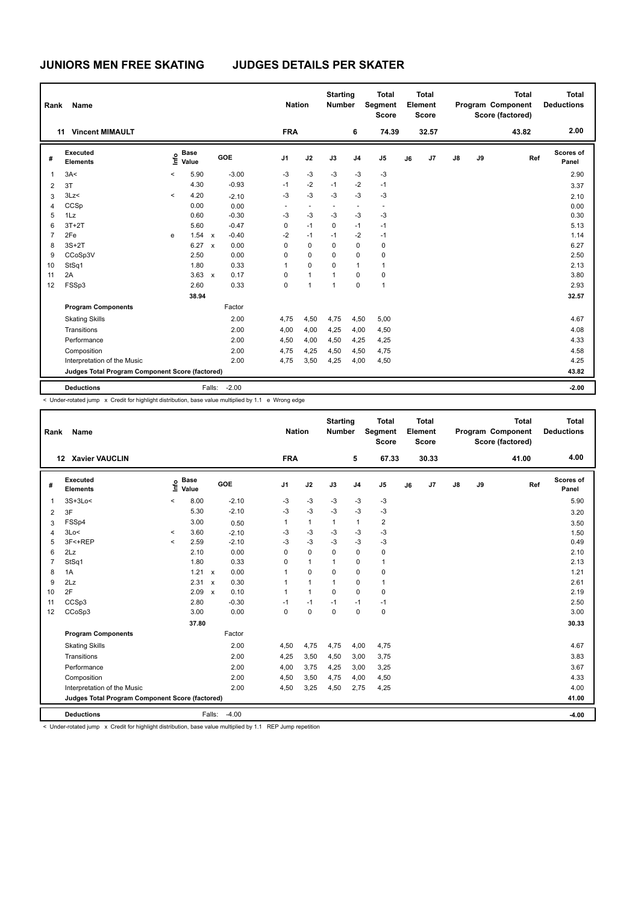# JUNIORS MEN FREE SKATING JUDGES DETAILS PER SKATER

| Rank | Name | Nation | Starting Number | Total Segment Score | Total Element Score | Total Program Component Score (factored) | Total Deductions |
|---|---|---|---|---|---|---|---|
| 11 | Vincent MIMAULT | FRA | 6 | 74.39 | 32.57 | 43.82 | 2.00 |

| # | Executed Elements | Info | Base Value | | GOE | J1 | J2 | J3 | J4 | J5 | J6 | J7 | J8 | J9 | Ref | Scores of Panel |
|---|---|---|---|---|---|---|---|---|---|---|---|---|---|---|---|---|
| 1 | 3A< | < | 5.90 | | -3.00 | -3 | -3 | -3 | -3 | -3 | | | | | | 2.90 |
| 2 | 3T | | 4.30 | | -0.93 | -1 | -2 | -1 | -2 | -1 | | | | | | 3.37 |
| 3 | 3Lz< | < | 4.20 | | -2.10 | -3 | -3 | -3 | -3 | -3 | | | | | | 2.10 |
| 4 | CCSp | | 0.00 | | 0.00 | - | - | - | - | - | | | | | | 0.00 |
| 5 | 1Lz | | 0.60 | | -0.30 | -3 | -3 | -3 | -3 | -3 | | | | | | 0.30 |
| 6 | 3T+2T | | 5.60 | | -0.47 | 0 | -1 | 0 | -1 | -1 | | | | | | 5.13 |
| 7 | 2Fe | e | 1.54 | x | -0.40 | -2 | -1 | -1 | -2 | -1 | | | | | | 1.14 |
| 8 | 3S+2T | | 6.27 | x | 0.00 | 0 | 0 | 0 | 0 | 0 | | | | | | 6.27 |
| 9 | CCoSp3V | | 2.50 | | 0.00 | 0 | 0 | 0 | 0 | 0 | | | | | | 2.50 |
| 10 | StSq1 | | 1.80 | | 0.33 | 1 | 0 | 0 | 1 | 1 | | | | | | 2.13 |
| 11 | 2A | | 3.63 | x | 0.17 | 0 | 1 | 1 | 0 | 0 | | | | | | 3.80 |
| 12 | FSSp3 | | 2.60 | | 0.33 | 0 | 1 | 1 | 0 | 1 | | | | | | 2.93 |
| | | | 38.94 | | | | | | | | | | | | | 32.57 |
| | **Program Components** | | | | Factor | | | | | | | | | | | |
| | Skating Skills | | | | 2.00 | 4,75 | 4,50 | 4,75 | 4,50 | 5,00 | | | | | | 4.67 |
| | Transitions | | | | 2.00 | 4,00 | 4,00 | 4,25 | 4,00 | 4,50 | | | | | | 4.08 |
| | Performance | | | | 2.00 | 4,50 | 4,00 | 4,50 | 4,25 | 4,25 | | | | | | 4.33 |
| | Composition | | | | 2.00 | 4,75 | 4,25 | 4,50 | 4,50 | 4,75 | | | | | | 4.58 |
| | Interpretation of the Music | | | | 2.00 | 4,75 | 3,50 | 4,25 | 4,00 | 4,50 | | | | | | 4.25 |
| | **Judges Total Program Component Score (factored)** | | | | | | | | | | | | | | | 43.82 |
| | **Deductions** | | | Falls: | -2.00 | | | | | | | | | | | -2.00 |

< Under-rotated jump x Credit for highlight distribution, base value multiplied by 1.1 e Wrong edge

| Rank | Name | Nation | Starting Number | Total Segment Score | Total Element Score | Total Program Component Score (factored) | Total Deductions |
|---|---|---|---|---|---|---|---|
| 12 | Xavier VAUCLIN | FRA | 5 | 67.33 | 30.33 | 41.00 | 4.00 |

| # | Executed Elements | Info | Base Value | | GOE | J1 | J2 | J3 | J4 | J5 | J6 | J7 | J8 | J9 | Ref | Scores of Panel |
|---|---|---|---|---|---|---|---|---|---|---|---|---|---|---|---|---|
| 1 | 3S+3Lo< | < | 8.00 | | -2.10 | -3 | -3 | -3 | -3 | -3 | | | | | | 5.90 |
| 2 | 3F | | 5.30 | | -2.10 | -3 | -3 | -3 | -3 | -3 | | | | | | 3.20 |
| 3 | FSSp4 | | 3.00 | | 0.50 | 1 | 1 | 1 | 1 | 2 | | | | | | 3.50 |
| 4 | 3Lo< | < | 3.60 | | -2.10 | -3 | -3 | -3 | -3 | -3 | | | | | | 1.50 |
| 5 | 3F<+REP | < | 2.59 | | -2.10 | -3 | -3 | -3 | -3 | -3 | | | | | | 0.49 |
| 6 | 2Lz | | 2.10 | | 0.00 | 0 | 0 | 0 | 0 | 0 | | | | | | 2.10 |
| 7 | StSq1 | | 1.80 | | 0.33 | 0 | 1 | 1 | 0 | 1 | | | | | | 2.13 |
| 8 | 1A | | 1.21 | x | 0.00 | 1 | 0 | 0 | 0 | 0 | | | | | | 1.21 |
| 9 | 2Lz | | 2.31 | x | 0.30 | 1 | 1 | 1 | 0 | 1 | | | | | | 2.61 |
| 10 | 2F | | 2.09 | x | 0.10 | 1 | 1 | 0 | 0 | 0 | | | | | | 2.19 |
| 11 | CCSp3 | | 2.80 | | -0.30 | -1 | -1 | -1 | -1 | -1 | | | | | | 2.50 |
| 12 | CCoSp3 | | 3.00 | | 0.00 | 0 | 0 | 0 | 0 | 0 | | | | | | 3.00 |
| | | | 37.80 | | | | | | | | | | | | | 30.33 |
| | **Program Components** | | | | Factor | | | | | | | | | | | |
| | Skating Skills | | | | 2.00 | 4,50 | 4,75 | 4,75 | 4,00 | 4,75 | | | | | | 4.67 |
| | Transitions | | | | 2.00 | 4,25 | 3,50 | 4,50 | 3,00 | 3,75 | | | | | | 3.83 |
| | Performance | | | | 2.00 | 4,00 | 3,75 | 4,25 | 3,00 | 3,25 | | | | | | 3.67 |
| | Composition | | | | 2.00 | 4,50 | 3,50 | 4,75 | 4,00 | 4,50 | | | | | | 4.33 |
| | Interpretation of the Music | | | | 2.00 | 4,50 | 3,25 | 4,50 | 2,75 | 4,25 | | | | | | 4.00 |
| | **Judges Total Program Component Score (factored)** | | | | | | | | | | | | | | | 41.00 |
| | **Deductions** | | | Falls: | -4.00 | | | | | | | | | | | -4.00 |

< Under-rotated jump x Credit for highlight distribution, base value multiplied by 1.1 REP Jump repetition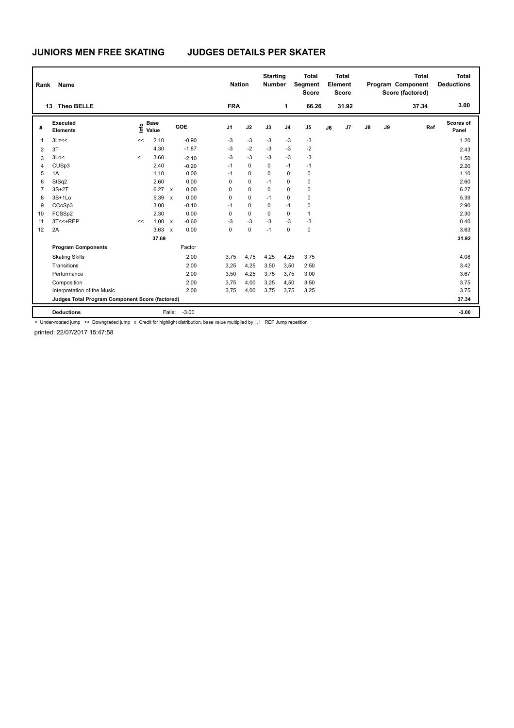# JUNIORS MEN FREE SKATING JUDGES DETAILS PER SKATER

| Rank | Name | Nation | Starting Number | Total Segment Score | Total Element Score | Total Program Component Score (factored) | Total Deductions |
|---|---|---|---|---|---|---|---|
| 13 | Theo BELLE | FRA | 1 | 66.26 | 31.92 | 37.34 | 3.00 |

| # | Executed Elements | Info | Base Value | | GOE | J1 | J2 | J3 | J4 | J5 | J6 | J7 | J8 | J9 | Ref | Scores of Panel |
|---|---|---|---|---|---|---|---|---|---|---|---|---|---|---|---|---|
| 1 | 3Lz<< | << | 2.10 | | -0.90 | -3 | -3 | -3 | -3 | -3 | | | | | | 1.20 |
| 2 | 3T | | 4.30 | | -1.87 | -3 | -2 | -3 | -3 | -2 | | | | | | 2.43 |
| 3 | 3Lo< | < | 3.60 | | -2.10 | -3 | -3 | -3 | -3 | -3 | | | | | | 1.50 |
| 4 | CUSp3 | | 2.40 | | -0.20 | -1 | 0 | 0 | -1 | -1 | | | | | | 2.20 |
| 5 | 1A | | 1.10 | | 0.00 | -1 | 0 | 0 | 0 | 0 | | | | | | 1.10 |
| 6 | StSq2 | | 2.60 | | 0.00 | 0 | 0 | -1 | 0 | 0 | | | | | | 2.60 |
| 7 | 3S+2T | | 6.27 | x | 0.00 | 0 | 0 | 0 | 0 | 0 | | | | | | 6.27 |
| 8 | 3S+1Lo | | 5.39 | x | 0.00 | 0 | 0 | -1 | 0 | 0 | | | | | | 5.39 |
| 9 | CCoSp3 | | 3.00 | | -0.10 | -1 | 0 | 0 | -1 | 0 | | | | | | 2.90 |
| 10 | FCSSp2 | | 2.30 | | 0.00 | 0 | 0 | 0 | 0 | 1 | | | | | | 2.30 |
| 11 | 3T<<+REP | << | 1.00 | x | -0.60 | -3 | -3 | -3 | -3 | -3 | | | | | | 0.40 |
| 12 | 2A | | 3.63 | x | 0.00 | 0 | 0 | -1 | 0 | 0 | | | | | | 3.63 |
| | | | 37.69 | | | | | | | | | | | | | 31.92 |
| | **Program Components** | | | | Factor | | | | | | | | | | | |
| | Skating Skills | | | | 2.00 | 3,75 | 4,75 | 4,25 | 4,25 | 3,75 | | | | | | 4.08 |
| | Transitions | | | | 2.00 | 3,25 | 4,25 | 3,50 | 3,50 | 2,50 | | | | | | 3.42 |
| | Performance | | | | 2.00 | 3,50 | 4,25 | 3,75 | 3,75 | 3,00 | | | | | | 3.67 |
| | Composition | | | | 2.00 | 3,75 | 4,00 | 3,25 | 4,50 | 3,50 | | | | | | 3.75 |
| | Interpretation of the Music | | | | 2.00 | 3,75 | 4,00 | 3,75 | 3,75 | 3,25 | | | | | | 3.75 |
| | **Judges Total Program Component Score (factored)** | | | | | | | | | | | | | | | 37.34 |
| | **Deductions** | | | Falls: | -3.00 | | | | | | | | | | | -3.00 |

< Under-rotated jump << Downgraded jump x Credit for highlight distribution, base value multiplied by 1.1 REP Jump repetition

printed: 22/07/2017 15:47:58